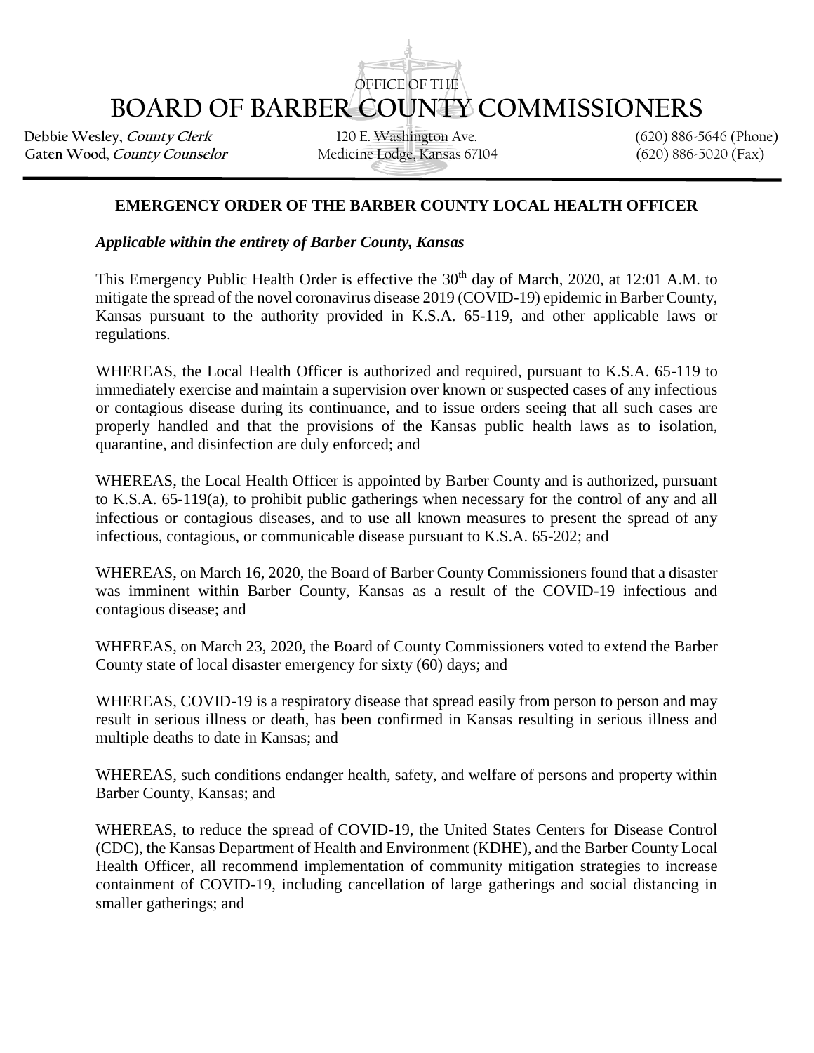OFFICE OF THE

# BOARD OF BARBER COUNTY COMMISSIONERS

Debbie Wesley, *County Clerk* | 120 E. Washington Ave. | (620) 886-5646 (Phone)
Gaten Wood, *County Counselor* | Medicine Lodge, Kansas 67104 | (620) 886-5020 (Fax)

## EMERGENCY ORDER OF THE BARBER COUNTY LOCAL HEALTH OFFICER

***Applicable within the entirety of Barber County, Kansas***

This Emergency Public Health Order is effective the 30th day of March, 2020, at 12:01 A.M. to mitigate the spread of the novel coronavirus disease 2019 (COVID-19) epidemic in Barber County, Kansas pursuant to the authority provided in K.S.A. 65-119, and other applicable laws or regulations.

WHEREAS, the Local Health Officer is authorized and required, pursuant to K.S.A. 65-119 to immediately exercise and maintain a supervision over known or suspected cases of any infectious or contagious disease during its continuance, and to issue orders seeing that all such cases are properly handled and that the provisions of the Kansas public health laws as to isolation, quarantine, and disinfection are duly enforced; and

WHEREAS, the Local Health Officer is appointed by Barber County and is authorized, pursuant to K.S.A. 65-119(a), to prohibit public gatherings when necessary for the control of any and all infectious or contagious diseases, and to use all known measures to present the spread of any infectious, contagious, or communicable disease pursuant to K.S.A. 65-202; and

WHEREAS, on March 16, 2020, the Board of Barber County Commissioners found that a disaster was imminent within Barber County, Kansas as a result of the COVID-19 infectious and contagious disease; and

WHEREAS, on March 23, 2020, the Board of County Commissioners voted to extend the Barber County state of local disaster emergency for sixty (60) days; and

WHEREAS, COVID-19 is a respiratory disease that spread easily from person to person and may result in serious illness or death, has been confirmed in Kansas resulting in serious illness and multiple deaths to date in Kansas; and

WHEREAS, such conditions endanger health, safety, and welfare of persons and property within Barber County, Kansas; and

WHEREAS, to reduce the spread of COVID-19, the United States Centers for Disease Control (CDC), the Kansas Department of Health and Environment (KDHE), and the Barber County Local Health Officer, all recommend implementation of community mitigation strategies to increase containment of COVID-19, including cancellation of large gatherings and social distancing in smaller gatherings; and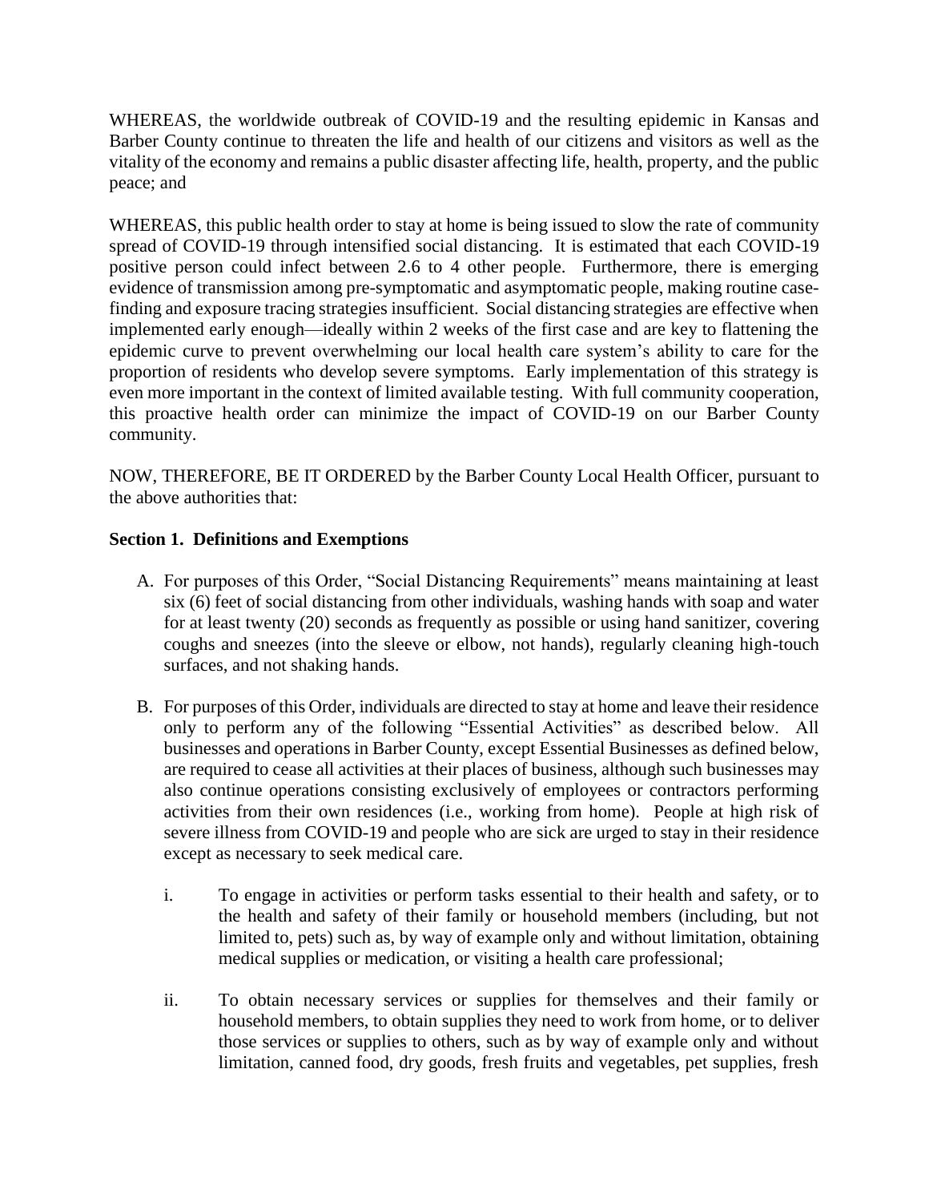WHEREAS, the worldwide outbreak of COVID-19 and the resulting epidemic in Kansas and Barber County continue to threaten the life and health of our citizens and visitors as well as the vitality of the economy and remains a public disaster affecting life, health, property, and the public peace; and

WHEREAS, this public health order to stay at home is being issued to slow the rate of community spread of COVID-19 through intensified social distancing. It is estimated that each COVID-19 positive person could infect between 2.6 to 4 other people. Furthermore, there is emerging evidence of transmission among pre-symptomatic and asymptomatic people, making routine case-finding and exposure tracing strategies insufficient. Social distancing strategies are effective when implemented early enough—ideally within 2 weeks of the first case and are key to flattening the epidemic curve to prevent overwhelming our local health care system's ability to care for the proportion of residents who develop severe symptoms. Early implementation of this strategy is even more important in the context of limited available testing. With full community cooperation, this proactive health order can minimize the impact of COVID-19 on our Barber County community.

NOW, THEREFORE, BE IT ORDERED by the Barber County Local Health Officer, pursuant to the above authorities that:

**Section 1. Definitions and Exemptions**

A. For purposes of this Order, "Social Distancing Requirements" means maintaining at least six (6) feet of social distancing from other individuals, washing hands with soap and water for at least twenty (20) seconds as frequently as possible or using hand sanitizer, covering coughs and sneezes (into the sleeve or elbow, not hands), regularly cleaning high-touch surfaces, and not shaking hands.

B. For purposes of this Order, individuals are directed to stay at home and leave their residence only to perform any of the following "Essential Activities" as described below. All businesses and operations in Barber County, except Essential Businesses as defined below, are required to cease all activities at their places of business, although such businesses may also continue operations consisting exclusively of employees or contractors performing activities from their own residences (i.e., working from home). People at high risk of severe illness from COVID-19 and people who are sick are urged to stay in their residence except as necessary to seek medical care.

   i. To engage in activities or perform tasks essential to their health and safety, or to the health and safety of their family or household members (including, but not limited to, pets) such as, by way of example only and without limitation, obtaining medical supplies or medication, or visiting a health care professional;

   ii. To obtain necessary services or supplies for themselves and their family or household members, to obtain supplies they need to work from home, or to deliver those services or supplies to others, such as by way of example only and without limitation, canned food, dry goods, fresh fruits and vegetables, pet supplies, fresh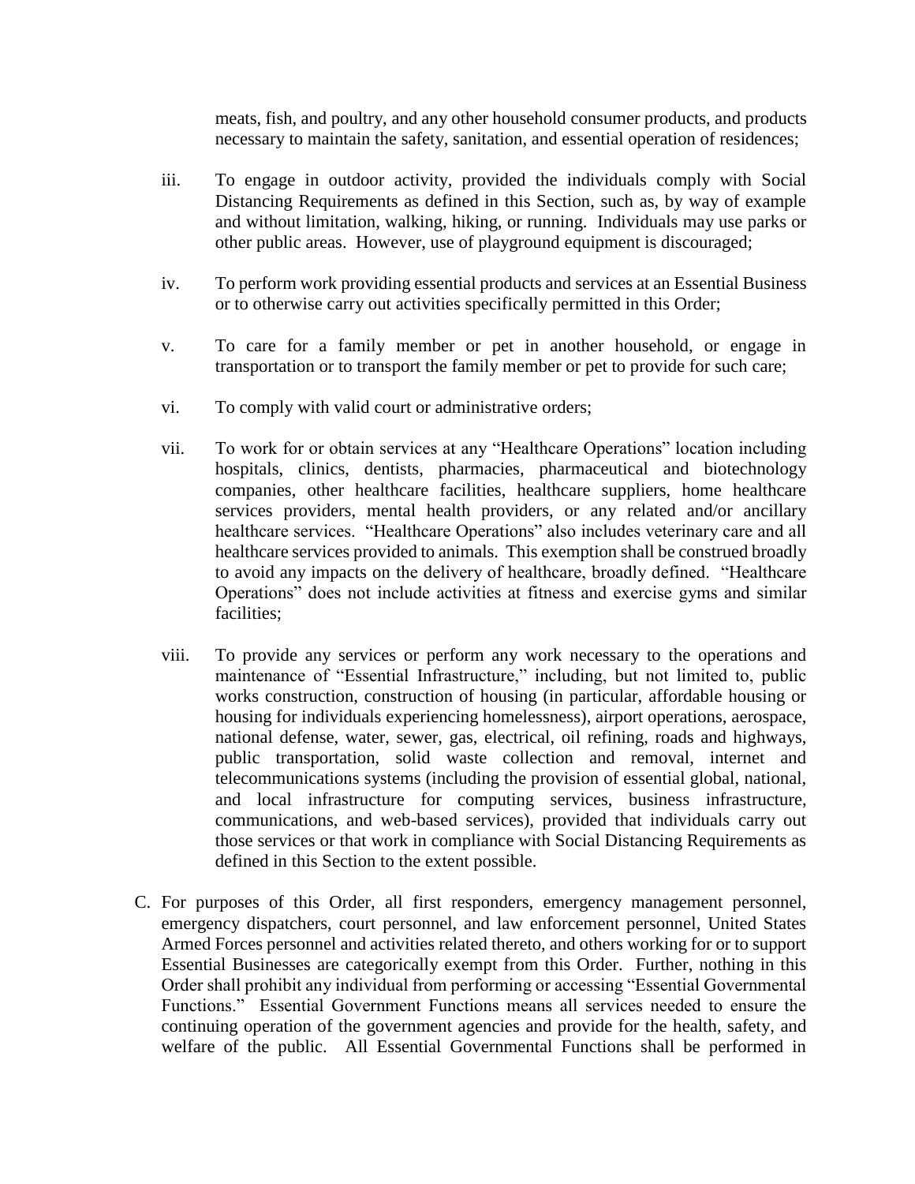meats, fish, and poultry, and any other household consumer products, and products necessary to maintain the safety, sanitation, and essential operation of residences;

iii. To engage in outdoor activity, provided the individuals comply with Social Distancing Requirements as defined in this Section, such as, by way of example and without limitation, walking, hiking, or running. Individuals may use parks or other public areas. However, use of playground equipment is discouraged;

iv. To perform work providing essential products and services at an Essential Business or to otherwise carry out activities specifically permitted in this Order;

v. To care for a family member or pet in another household, or engage in transportation or to transport the family member or pet to provide for such care;

vi. To comply with valid court or administrative orders;

vii. To work for or obtain services at any "Healthcare Operations" location including hospitals, clinics, dentists, pharmacies, pharmaceutical and biotechnology companies, other healthcare facilities, healthcare suppliers, home healthcare services providers, mental health providers, or any related and/or ancillary healthcare services. "Healthcare Operations" also includes veterinary care and all healthcare services provided to animals. This exemption shall be construed broadly to avoid any impacts on the delivery of healthcare, broadly defined. "Healthcare Operations" does not include activities at fitness and exercise gyms and similar facilities;

viii. To provide any services or perform any work necessary to the operations and maintenance of "Essential Infrastructure," including, but not limited to, public works construction, construction of housing (in particular, affordable housing or housing for individuals experiencing homelessness), airport operations, aerospace, national defense, water, sewer, gas, electrical, oil refining, roads and highways, public transportation, solid waste collection and removal, internet and telecommunications systems (including the provision of essential global, national, and local infrastructure for computing services, business infrastructure, communications, and web-based services), provided that individuals carry out those services or that work in compliance with Social Distancing Requirements as defined in this Section to the extent possible.

C. For purposes of this Order, all first responders, emergency management personnel, emergency dispatchers, court personnel, and law enforcement personnel, United States Armed Forces personnel and activities related thereto, and others working for or to support Essential Businesses are categorically exempt from this Order. Further, nothing in this Order shall prohibit any individual from performing or accessing "Essential Governmental Functions." Essential Government Functions means all services needed to ensure the continuing operation of the government agencies and provide for the health, safety, and welfare of the public. All Essential Governmental Functions shall be performed in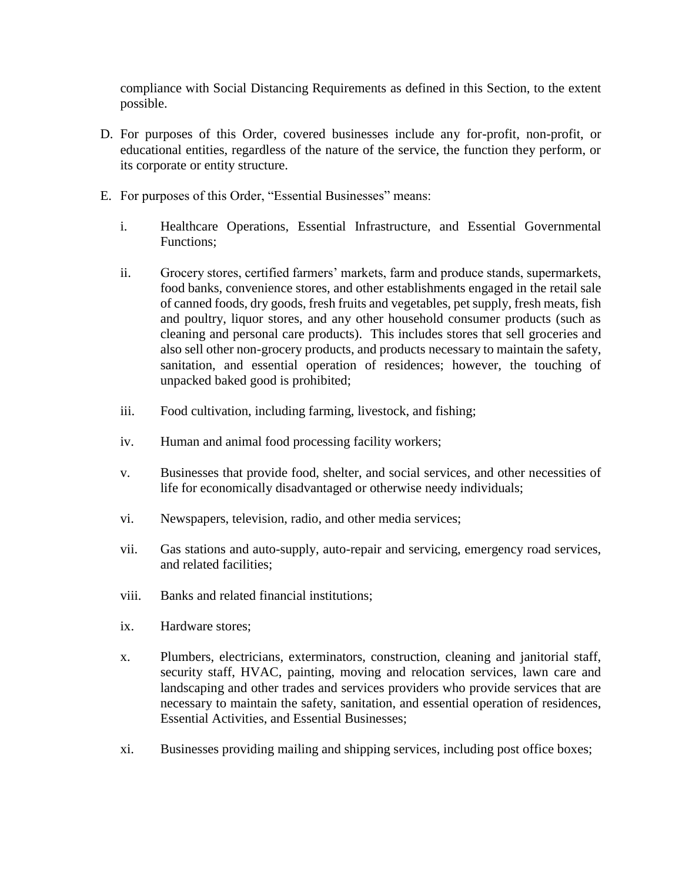compliance with Social Distancing Requirements as defined in this Section, to the extent possible.

D. For purposes of this Order, covered businesses include any for-profit, non-profit, or educational entities, regardless of the nature of the service, the function they perform, or its corporate or entity structure.

E. For purposes of this Order, "Essential Businesses" means:

   i. Healthcare Operations, Essential Infrastructure, and Essential Governmental Functions;

   ii. Grocery stores, certified farmers' markets, farm and produce stands, supermarkets, food banks, convenience stores, and other establishments engaged in the retail sale of canned foods, dry goods, fresh fruits and vegetables, pet supply, fresh meats, fish and poultry, liquor stores, and any other household consumer products (such as cleaning and personal care products). This includes stores that sell groceries and also sell other non-grocery products, and products necessary to maintain the safety, sanitation, and essential operation of residences; however, the touching of unpacked baked good is prohibited;

   iii. Food cultivation, including farming, livestock, and fishing;

   iv. Human and animal food processing facility workers;

   v. Businesses that provide food, shelter, and social services, and other necessities of life for economically disadvantaged or otherwise needy individuals;

   vi. Newspapers, television, radio, and other media services;

   vii. Gas stations and auto-supply, auto-repair and servicing, emergency road services, and related facilities;

   viii. Banks and related financial institutions;

   ix. Hardware stores;

   x. Plumbers, electricians, exterminators, construction, cleaning and janitorial staff, security staff, HVAC, painting, moving and relocation services, lawn care and landscaping and other trades and services providers who provide services that are necessary to maintain the safety, sanitation, and essential operation of residences, Essential Activities, and Essential Businesses;

   xi. Businesses providing mailing and shipping services, including post office boxes;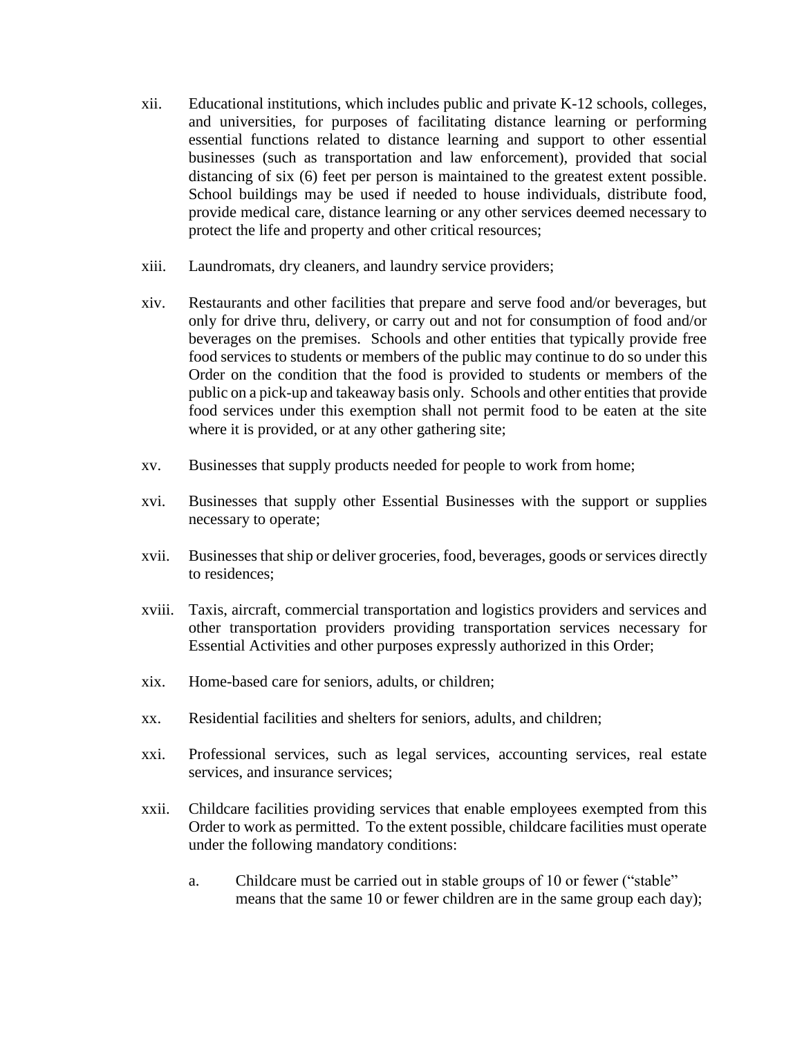xii. Educational institutions, which includes public and private K-12 schools, colleges, and universities, for purposes of facilitating distance learning or performing essential functions related to distance learning and support to other essential businesses (such as transportation and law enforcement), provided that social distancing of six (6) feet per person is maintained to the greatest extent possible. School buildings may be used if needed to house individuals, distribute food, provide medical care, distance learning or any other services deemed necessary to protect the life and property and other critical resources;

xiii. Laundromats, dry cleaners, and laundry service providers;

xiv. Restaurants and other facilities that prepare and serve food and/or beverages, but only for drive thru, delivery, or carry out and not for consumption of food and/or beverages on the premises. Schools and other entities that typically provide free food services to students or members of the public may continue to do so under this Order on the condition that the food is provided to students or members of the public on a pick-up and takeaway basis only. Schools and other entities that provide food services under this exemption shall not permit food to be eaten at the site where it is provided, or at any other gathering site;

xv. Businesses that supply products needed for people to work from home;

xvi. Businesses that supply other Essential Businesses with the support or supplies necessary to operate;

xvii. Businesses that ship or deliver groceries, food, beverages, goods or services directly to residences;

xviii. Taxis, aircraft, commercial transportation and logistics providers and services and other transportation providers providing transportation services necessary for Essential Activities and other purposes expressly authorized in this Order;

xix. Home-based care for seniors, adults, or children;

xx. Residential facilities and shelters for seniors, adults, and children;

xxi. Professional services, such as legal services, accounting services, real estate services, and insurance services;

xxii. Childcare facilities providing services that enable employees exempted from this Order to work as permitted. To the extent possible, childcare facilities must operate under the following mandatory conditions:

   a. Childcare must be carried out in stable groups of 10 or fewer ("stable" means that the same 10 or fewer children are in the same group each day);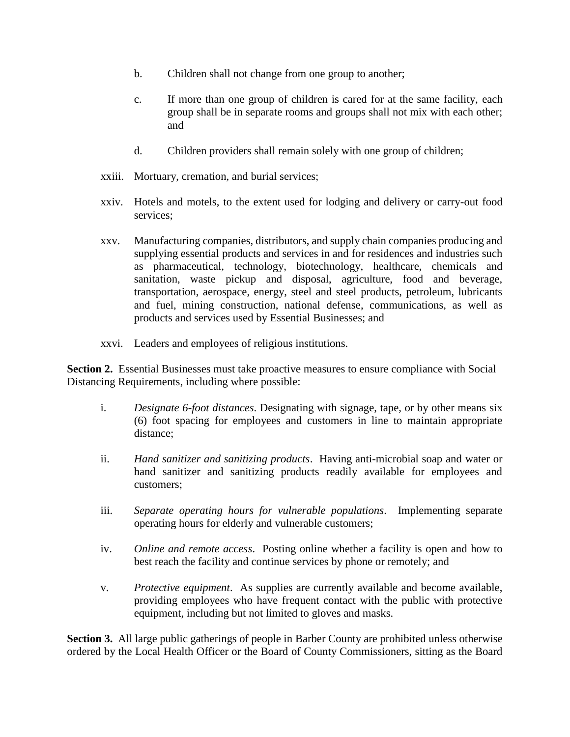b. Children shall not change from one group to another;

c. If more than one group of children is cared for at the same facility, each group shall be in separate rooms and groups shall not mix with each other; and

d. Children providers shall remain solely with one group of children;

xxiii. Mortuary, cremation, and burial services;

xxiv. Hotels and motels, to the extent used for lodging and delivery or carry-out food services;

xxv. Manufacturing companies, distributors, and supply chain companies producing and supplying essential products and services in and for residences and industries such as pharmaceutical, technology, biotechnology, healthcare, chemicals and sanitation, waste pickup and disposal, agriculture, food and beverage, transportation, aerospace, energy, steel and steel products, petroleum, lubricants and fuel, mining construction, national defense, communications, as well as products and services used by Essential Businesses; and

xxvi. Leaders and employees of religious institutions.

**Section 2.** Essential Businesses must take proactive measures to ensure compliance with Social Distancing Requirements, including where possible:

i. *Designate 6-foot distances*. Designating with signage, tape, or by other means six (6) foot spacing for employees and customers in line to maintain appropriate distance;

ii. *Hand sanitizer and sanitizing products*. Having anti-microbial soap and water or hand sanitizer and sanitizing products readily available for employees and customers;

iii. *Separate operating hours for vulnerable populations*. Implementing separate operating hours for elderly and vulnerable customers;

iv. *Online and remote access*. Posting online whether a facility is open and how to best reach the facility and continue services by phone or remotely; and

v. *Protective equipment*. As supplies are currently available and become available, providing employees who have frequent contact with the public with protective equipment, including but not limited to gloves and masks.

**Section 3.** All large public gatherings of people in Barber County are prohibited unless otherwise ordered by the Local Health Officer or the Board of County Commissioners, sitting as the Board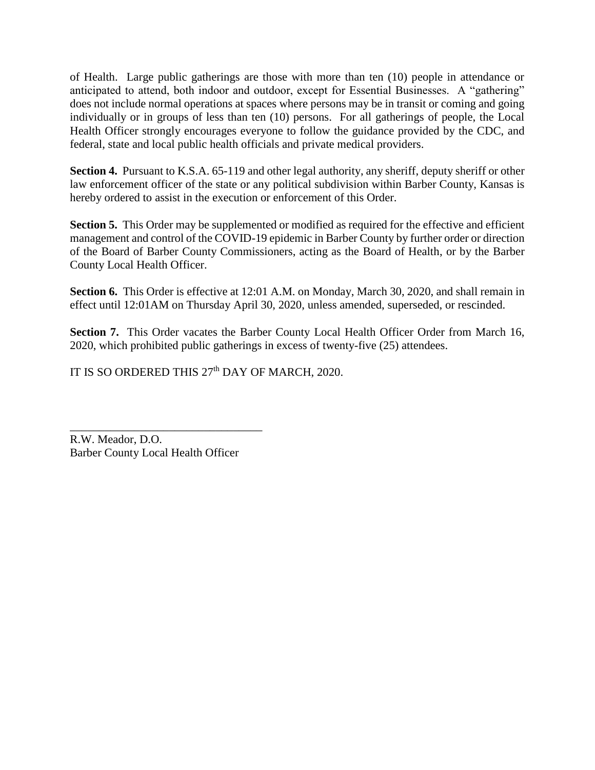of Health. Large public gatherings are those with more than ten (10) people in attendance or anticipated to attend, both indoor and outdoor, except for Essential Businesses. A "gathering" does not include normal operations at spaces where persons may be in transit or coming and going individually or in groups of less than ten (10) persons. For all gatherings of people, the Local Health Officer strongly encourages everyone to follow the guidance provided by the CDC, and federal, state and local public health officials and private medical providers.

**Section 4.** Pursuant to K.S.A. 65-119 and other legal authority, any sheriff, deputy sheriff or other law enforcement officer of the state or any political subdivision within Barber County, Kansas is hereby ordered to assist in the execution or enforcement of this Order.

**Section 5.** This Order may be supplemented or modified as required for the effective and efficient management and control of the COVID-19 epidemic in Barber County by further order or direction of the Board of Barber County Commissioners, acting as the Board of Health, or by the Barber County Local Health Officer.

**Section 6.** This Order is effective at 12:01 A.M. on Monday, March 30, 2020, and shall remain in effect until 12:01AM on Thursday April 30, 2020, unless amended, superseded, or rescinded.

**Section 7.** This Order vacates the Barber County Local Health Officer Order from March 16, 2020, which prohibited public gatherings in excess of twenty-five (25) attendees.

IT IS SO ORDERED THIS 27th DAY OF MARCH, 2020.

\_\_\_\_\_\_\_\_\_\_\_\_\_\_\_\_\_\_\_\_\_\_\_\_\_\_\_\_\_\_\_\_\_\_

R.W. Meador, D.O.
Barber County Local Health Officer